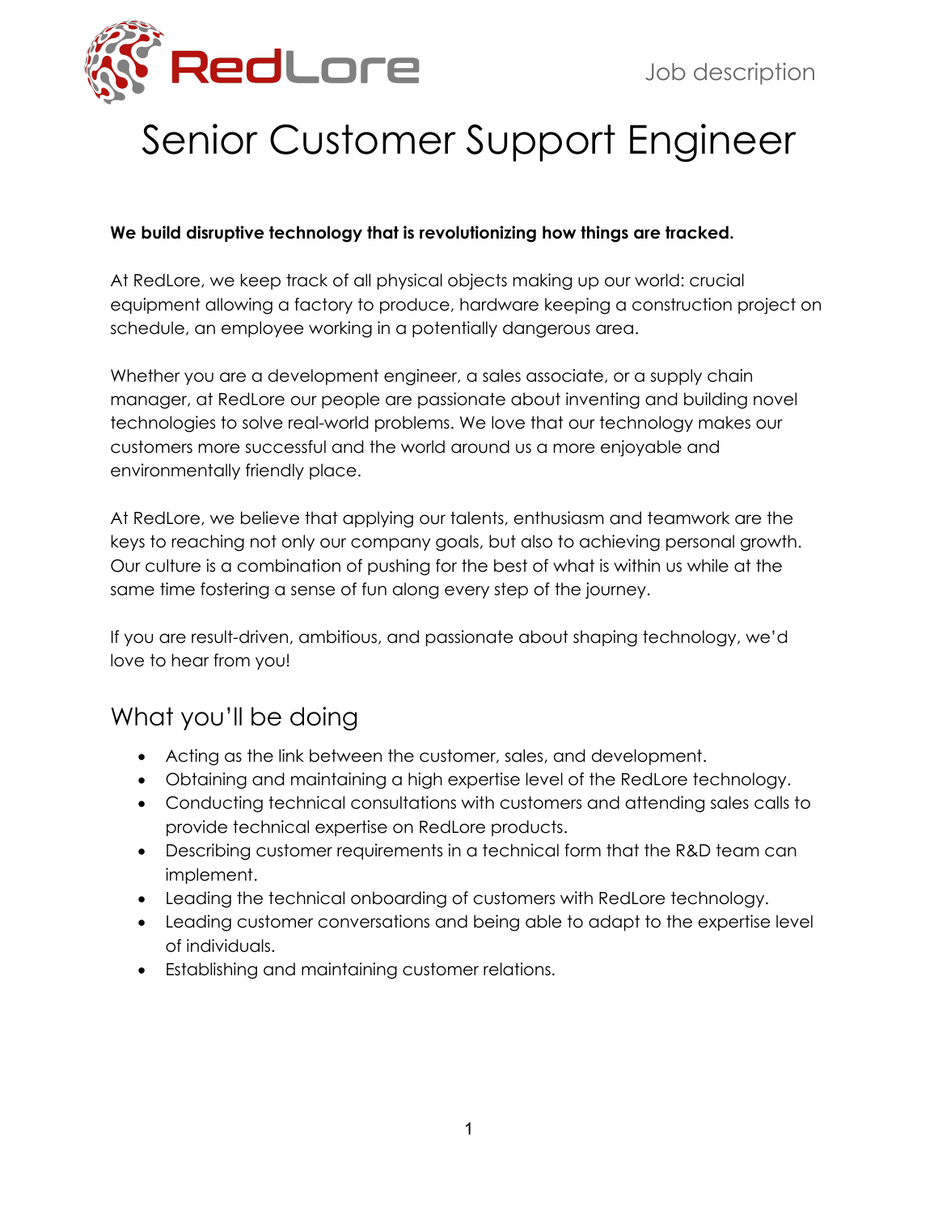Job description

# Senior Customer Support Engineer

**We build disruptive technology that is revolutionizing how things are tracked.**

At RedLore, we keep track of all physical objects making up our world: crucial equipment allowing a factory to produce, hardware keeping a construction project on schedule, an employee working in a potentially dangerous area.

Whether you are a development engineer, a sales associate, or a supply chain manager, at RedLore our people are passionate about inventing and building novel technologies to solve real-world problems. We love that our technology makes our customers more successful and the world around us a more enjoyable and environmentally friendly place.

At RedLore, we believe that applying our talents, enthusiasm and teamwork are the keys to reaching not only our company goals, but also to achieving personal growth. Our culture is a combination of pushing for the best of what is within us while at the same time fostering a sense of fun along every step of the journey.

If you are result-driven, ambitious, and passionate about shaping technology, we'd love to hear from you!

## What you'll be doing

- Acting as the link between the customer, sales, and development.
- Obtaining and maintaining a high expertise level of the RedLore technology.
- Conducting technical consultations with customers and attending sales calls to provide technical expertise on RedLore products.
- Describing customer requirements in a technical form that the R&D team can implement.
- Leading the technical onboarding of customers with RedLore technology.
- Leading customer conversations and being able to adapt to the expertise level of individuals.
- Establishing and maintaining customer relations.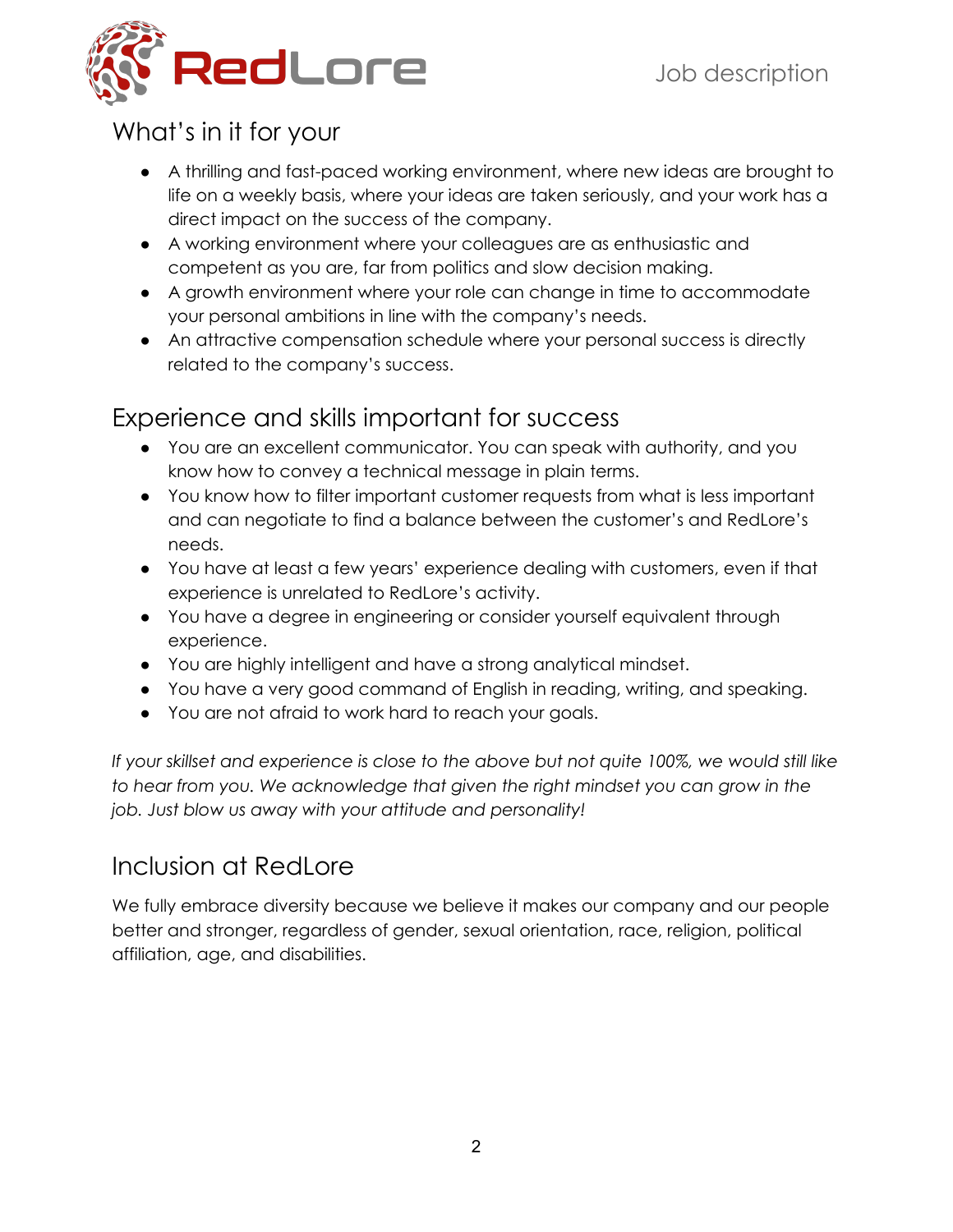## What's in it for your

- A thrilling and fast-paced working environment, where new ideas are brought to life on a weekly basis, where your ideas are taken seriously, and your work has a direct impact on the success of the company.
- A working environment where your colleagues are as enthusiastic and competent as you are, far from politics and slow decision making.
- A growth environment where your role can change in time to accommodate your personal ambitions in line with the company's needs.
- An attractive compensation schedule where your personal success is directly related to the company's success.

## Experience and skills important for success

- You are an excellent communicator. You can speak with authority, and you know how to convey a technical message in plain terms.
- You know how to filter important customer requests from what is less important and can negotiate to find a balance between the customer's and RedLore's needs.
- You have at least a few years' experience dealing with customers, even if that experience is unrelated to RedLore's activity.
- You have a degree in engineering or consider yourself equivalent through experience.
- You are highly intelligent and have a strong analytical mindset.
- You have a very good command of English in reading, writing, and speaking.
- You are not afraid to work hard to reach your goals.

*If your skillset and experience is close to the above but not quite 100%, we would still like to hear from you. We acknowledge that given the right mindset you can grow in the job. Just blow us away with your attitude and personality!*

## Inclusion at RedLore

We fully embrace diversity because we believe it makes our company and our people better and stronger, regardless of gender, sexual orientation, race, religion, political affiliation, age, and disabilities.